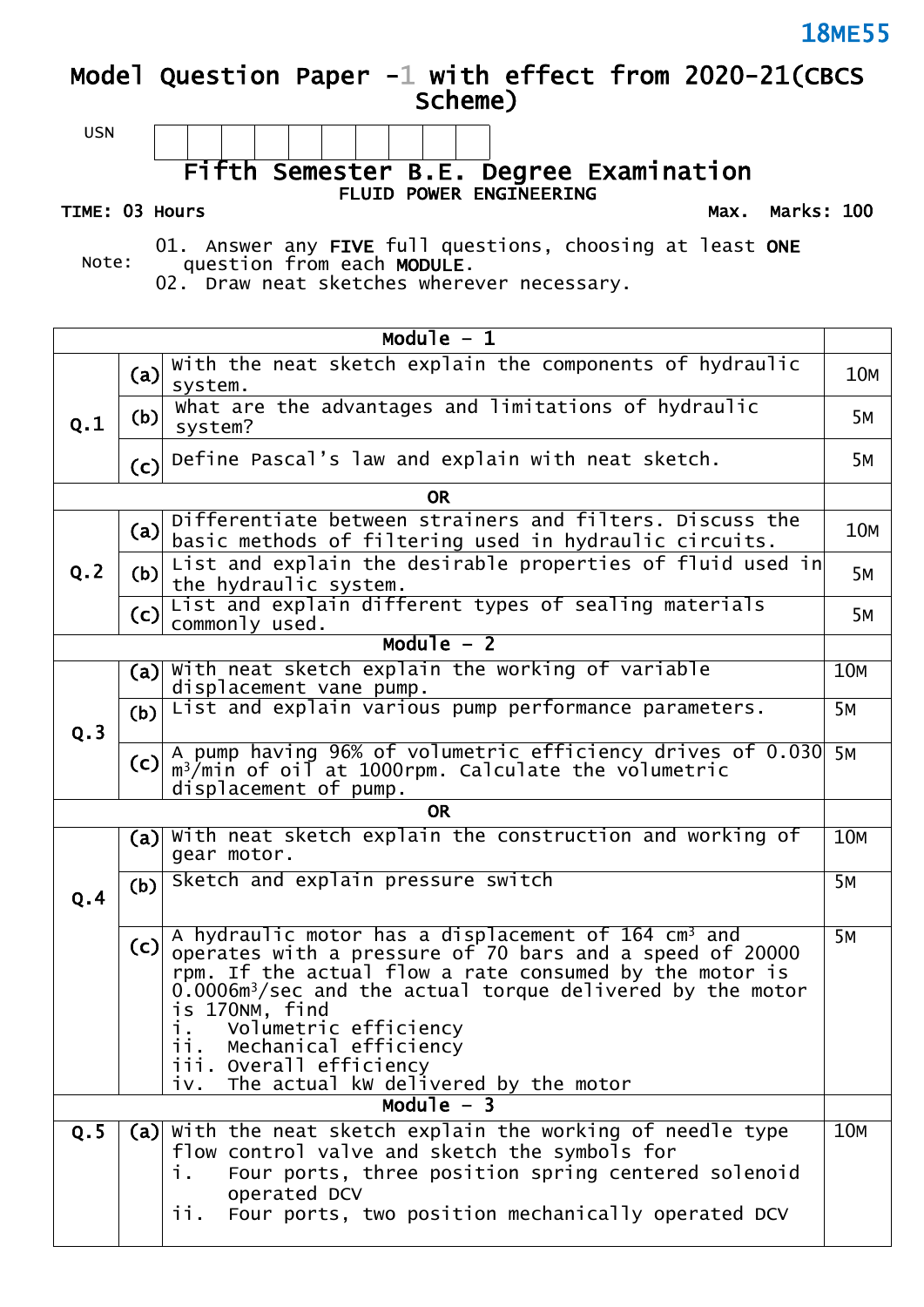18ME55

# Model Question Paper -1 with effect from 2020-21(CBCS Scheme)

USN

## Fifth Semester B.E. Degree Examination

### FLUID POWER ENGINEERING

TIME: 03 Hours Max. Marks: 100

Note:
01. Answer any **FIVE** full questions, choosing at least **ONE** question from each **MODULE**.
02. Draw neat sketches wherever necessary.

| Module – 1 | | | |
|---|---|---|---|
| Q.1 | (a) | With the neat sketch explain the components of hydraulic system. | 10M |
| | (b) | What are the advantages and limitations of hydraulic system? | 5M |
| | (c) | Define Pascal's law and explain with neat sketch. | 5M |
| **OR** | | | |
| Q.2 | (a) | Differentiate between strainers and filters. Discuss the basic methods of filtering used in hydraulic circuits. | 10M |
| | (b) | List and explain the desirable properties of fluid used in the hydraulic system. | 5M |
| | (c) | List and explain different types of sealing materials commonly used. | 5M |
| **Module – 2** | | | |
| Q.3 | (a) | With neat sketch explain the working of variable displacement vane pump. | 10M |
| | (b) | List and explain various pump performance parameters. | 5M |
| | (c) | A pump having 96% of volumetric efficiency drives of 0.030 $m^3$/min of oil at 1000rpm. Calculate the volumetric displacement of pump. | 5M |
| **OR** | | | |
| Q.4 | (a) | With neat sketch explain the construction and working of gear motor. | 10M |
| | (b) | Sketch and explain pressure switch | 5M |
| | (c) | A hydraulic motor has a displacement of 164 $cm^3$ and operates with a pressure of 70 bars and a speed of 20000 rpm. If the actual flow a rate consumed by the motor is 0.0006$m^3$/sec and the actual torque delivered by the motor is 170NM, find<br>i. Volumetric efficiency<br>ii. Mechanical efficiency<br>iii. Overall efficiency<br>iv. The actual kW delivered by the motor | 5M |
| **Module – 3** | | | |
| Q.5 | (a) | With the neat sketch explain the working of needle type flow control valve and sketch the symbols for<br>i. Four ports, three position spring centered solenoid operated DCV<br>ii. Four ports, two position mechanically operated DCV | 10M |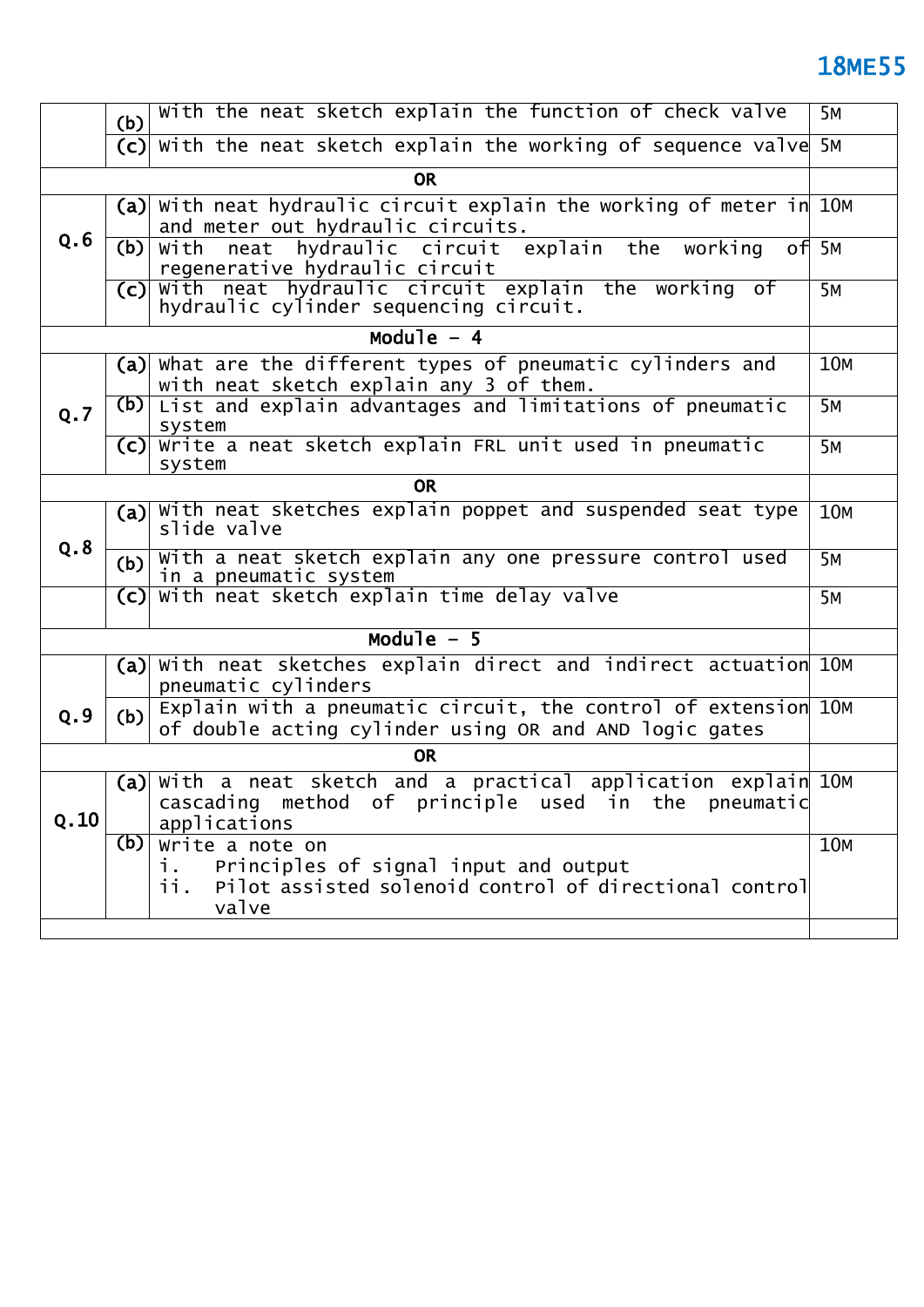| | | | |
|---|---|---|---|
| | (b) | With the neat sketch explain the function of check valve | 5M |
| | (c) | With the neat sketch explain the working of sequence valve | 5M |
| **OR** | | | |
| Q.6 | (a) | With neat hydraulic circuit explain the working of meter in and meter out hydraulic circuits. | 10M |
| | (b) | With neat hydraulic circuit explain the working of regenerative hydraulic circuit | 5M |
| | (c) | With neat hydraulic circuit explain the working of hydraulic cylinder sequencing circuit. | 5M |
| **Module – 4** | | | |
| Q.7 | (a) | What are the different types of pneumatic cylinders and with neat sketch explain any 3 of them. | 10M |
| | (b) | List and explain advantages and limitations of pneumatic system | 5M |
| | (c) | Write a neat sketch explain FRL unit used in pneumatic system | 5M |
| **OR** | | | |
| Q.8 | (a) | With neat sketches explain poppet and suspended seat type slide valve | 10M |
| | (b) | With a neat sketch explain any one pressure control used in a pneumatic system | 5M |
| | (c) | With neat sketch explain time delay valve | 5M |
| **Module – 5** | | | |
| Q.9 | (a) | With neat sketches explain direct and indirect actuation pneumatic cylinders | 10M |
| | (b) | Explain with a pneumatic circuit, the control of extension of double acting cylinder using OR and AND logic gates | 10M |
| **OR** | | | |
| Q.10 | (a) | With a neat sketch and a practical application explain cascading method of principle used in the pneumatic applications | 10M |
| | (b) | Write a note on<br>i. Principles of signal input and output<br>ii. Pilot assisted solenoid control of directional control valve | 10M |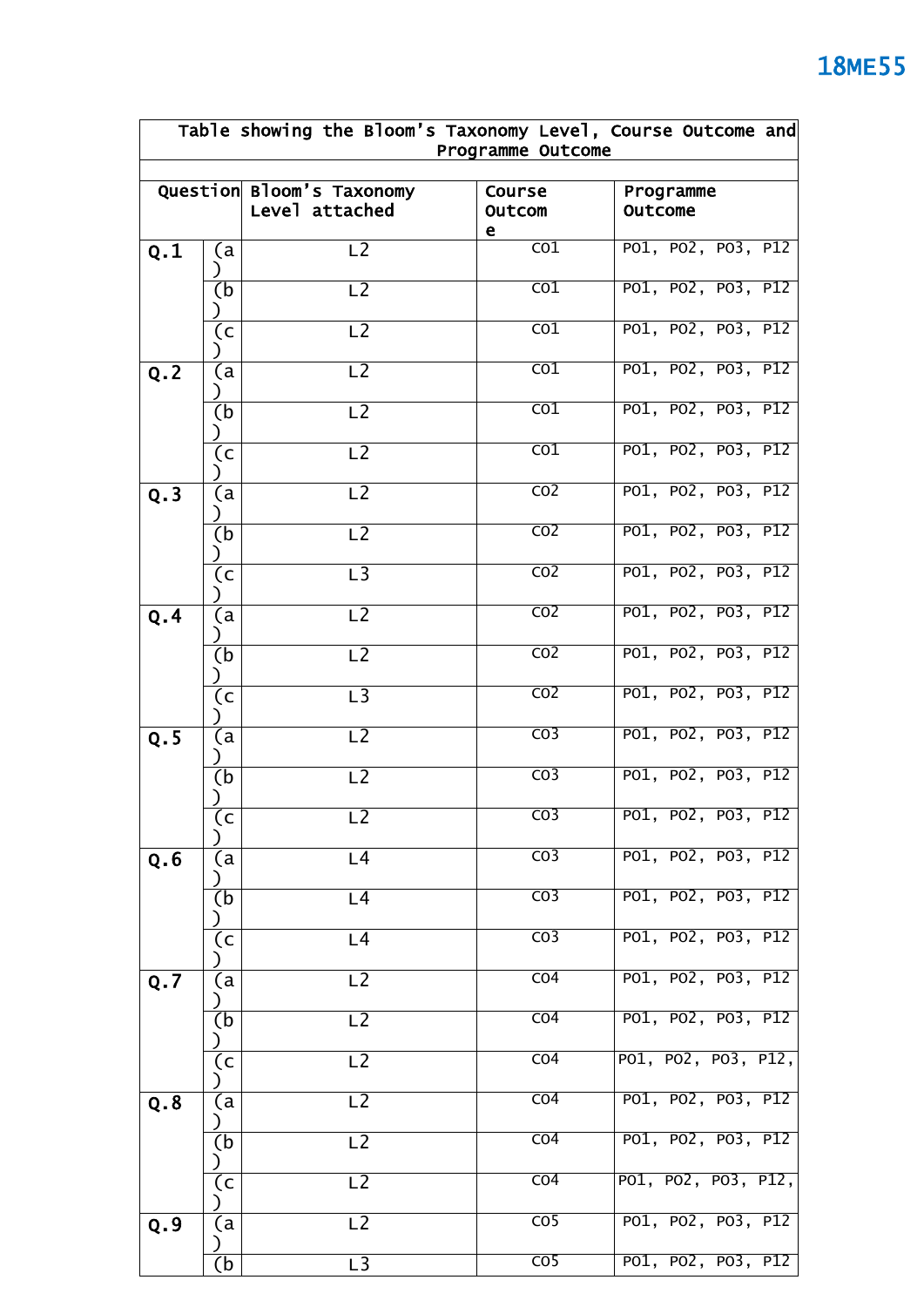| Table showing the Bloom's Taxonomy Level, Course Outcome and Programme Outcome | | | | |
|---|---|---|---|---|
| Question | | Bloom's Taxonomy Level attached | Course Outcome | Programme Outcome |
| Q.1 | (a) | L2 | CO1 | PO1, PO2, PO3, P12 |
| | (b) | L2 | CO1 | PO1, PO2, PO3, P12 |
| | (c) | L2 | CO1 | PO1, PO2, PO3, P12 |
| Q.2 | (a) | L2 | CO1 | PO1, PO2, PO3, P12 |
| | (b) | L2 | CO1 | PO1, PO2, PO3, P12 |
| | (c) | L2 | CO1 | PO1, PO2, PO3, P12 |
| Q.3 | (a) | L2 | CO2 | PO1, PO2, PO3, P12 |
| | (b) | L2 | CO2 | PO1, PO2, PO3, P12 |
| | (c) | L3 | CO2 | PO1, PO2, PO3, P12 |
| Q.4 | (a) | L2 | CO2 | PO1, PO2, PO3, P12 |
| | (b) | L2 | CO2 | PO1, PO2, PO3, P12 |
| | (c) | L3 | CO2 | PO1, PO2, PO3, P12 |
| Q.5 | (a) | L2 | CO3 | PO1, PO2, PO3, P12 |
| | (b) | L2 | CO3 | PO1, PO2, PO3, P12 |
| | (c) | L2 | CO3 | PO1, PO2, PO3, P12 |
| Q.6 | (a) | L4 | CO3 | PO1, PO2, PO3, P12 |
| | (b) | L4 | CO3 | PO1, PO2, PO3, P12 |
| | (c) | L4 | CO3 | PO1, PO2, PO3, P12 |
| Q.7 | (a) | L2 | CO4 | PO1, PO2, PO3, P12 |
| | (b) | L2 | CO4 | PO1, PO2, PO3, P12 |
| | (c) | L2 | CO4 | PO1, PO2, PO3, P12, |
| Q.8 | (a) | L2 | CO4 | PO1, PO2, PO3, P12 |
| | (b) | L2 | CO4 | PO1, PO2, PO3, P12 |
| | (c) | L2 | CO4 | PO1, PO2, PO3, P12, |
| Q.9 | (a) | L2 | CO5 | PO1, PO2, PO3, P12 |
| | (b) | L3 | CO5 | PO1, PO2, PO3, P12 |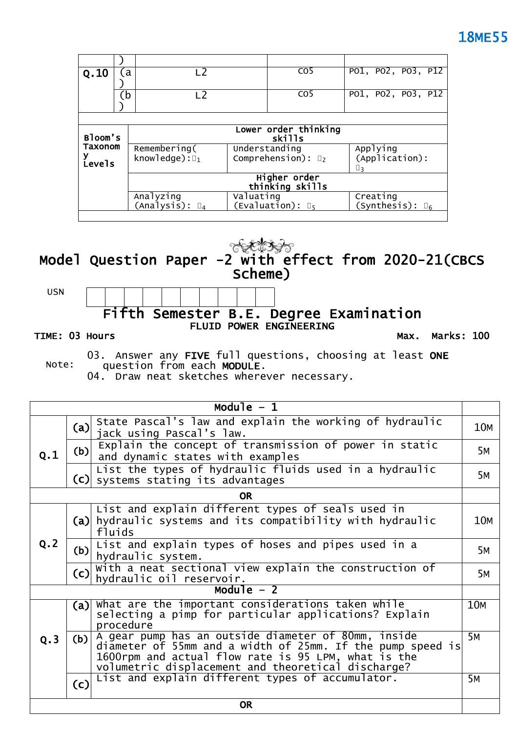| | | | | |
|---|---|---|---|---|
| Q.10 | (a) | L2 | CO5 | PO1, PO2, PO3, P12 |
| | (b) | L2 | CO5 | PO1, PO2, PO3, P12 |

| | | | |
|---|---|---|---|
| Bloom's Taxonomy Levels | Lower order thinking skills | | |
| | Remembering( knowledge): $L_1$ | Understanding Comprehension): $L_2$ | Applying (Application): $L_3$ |
| | Higher order thinking skills | | |
| | Analyzing (Analysis): $L_4$ | Valuating (Evaluation): $L_5$ | Creating (Synthesis): $L_6$ |

# Model Question Paper -2 with effect from 2020-21(CBCS Scheme)

USN

## Fifth Semester B.E. Degree Examination

### FLUID POWER ENGINEERING

**TIME: 03 Hours** **Max. Marks: 100**

Note:
03. Answer any **FIVE** full questions, choosing at least **ONE** question from each **MODULE**.
04. Draw neat sketches wherever necessary.

| | | Module – 1 | |
|---|---|---|---|
| Q.1 | (a) | State Pascal's law and explain the working of hydraulic jack using Pascal's law. | 10M |
| | (b) | Explain the concept of transmission of power in static and dynamic states with examples | 5M |
| | (c) | List the types of hydraulic fluids used in a hydraulic systems stating its advantages | 5M |
| | | **OR** | |
| Q.2 | (a) | List and explain different types of seals used in hydraulic systems and its compatibility with hydraulic fluids | 10M |
| | (b) | List and explain types of hoses and pipes used in a hydraulic system. | 5M |
| | (c) | With a neat sectional view explain the construction of hydraulic oil reservoir. | 5M |
| | | **Module – 2** | |
| Q.3 | (a) | What are the important considerations taken while selecting a pimp for particular applications? Explain procedure | 10M |
| | (b) | A gear pump has an outside diameter of 80mm, inside diameter of 55mm and a width of 25mm. If the pump speed is 1600rpm and actual flow rate is 95 LPM, what is the volumetric displacement and theoretical discharge? | 5M |
| | (c) | List and explain different types of accumulator. | 5M |
| | | **OR** | |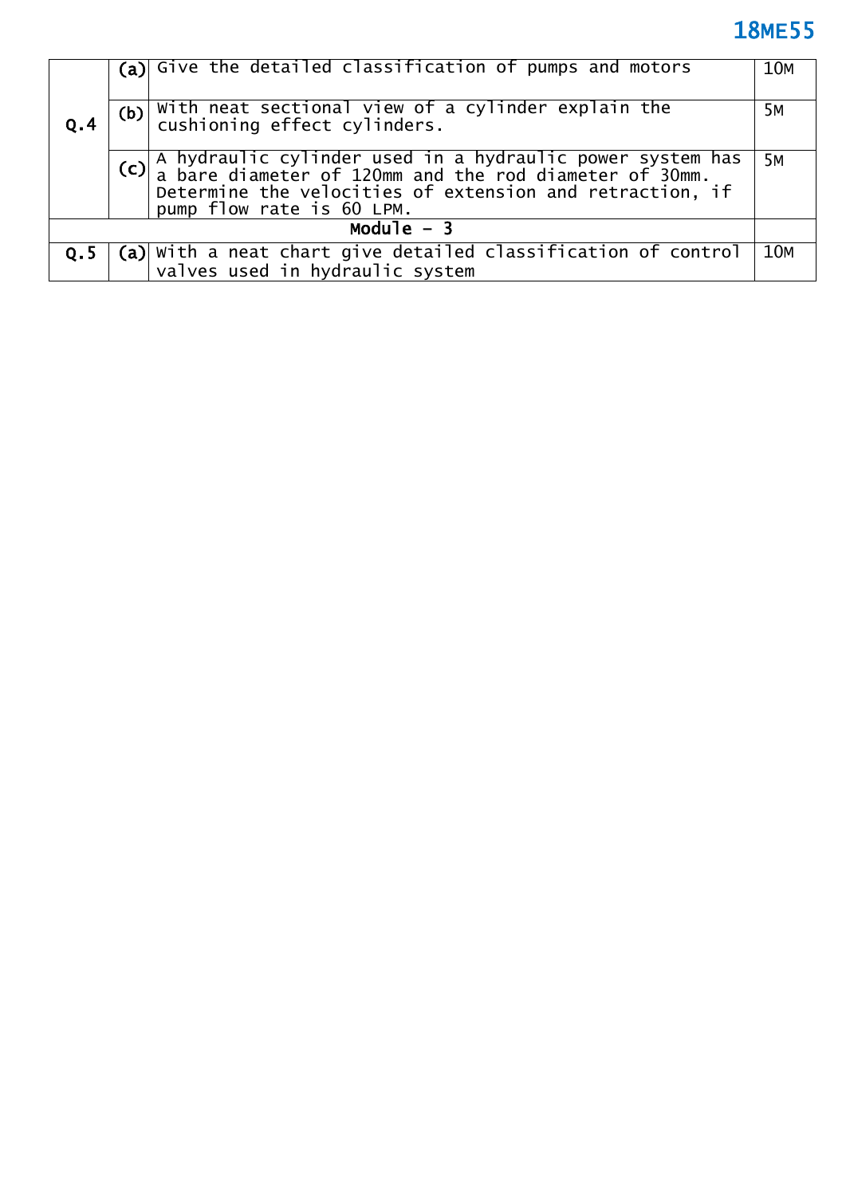| | | | |
|---|---|---|---|
| Q.4 | (a) | Give the detailed classification of pumps and motors | 10M |
| | (b) | With neat sectional view of a cylinder explain the cushioning effect cylinders. | 5M |
| | (c) | A hydraulic cylinder used in a hydraulic power system has a bare diameter of 120mm and the rod diameter of 30mm. Determine the velocities of extension and retraction, if pump flow rate is 60 LPM. | 5M |
| **Module – 3** | | | |
| Q.5 | (a) | With a neat chart give detailed classification of control valves used in hydraulic system | 10M |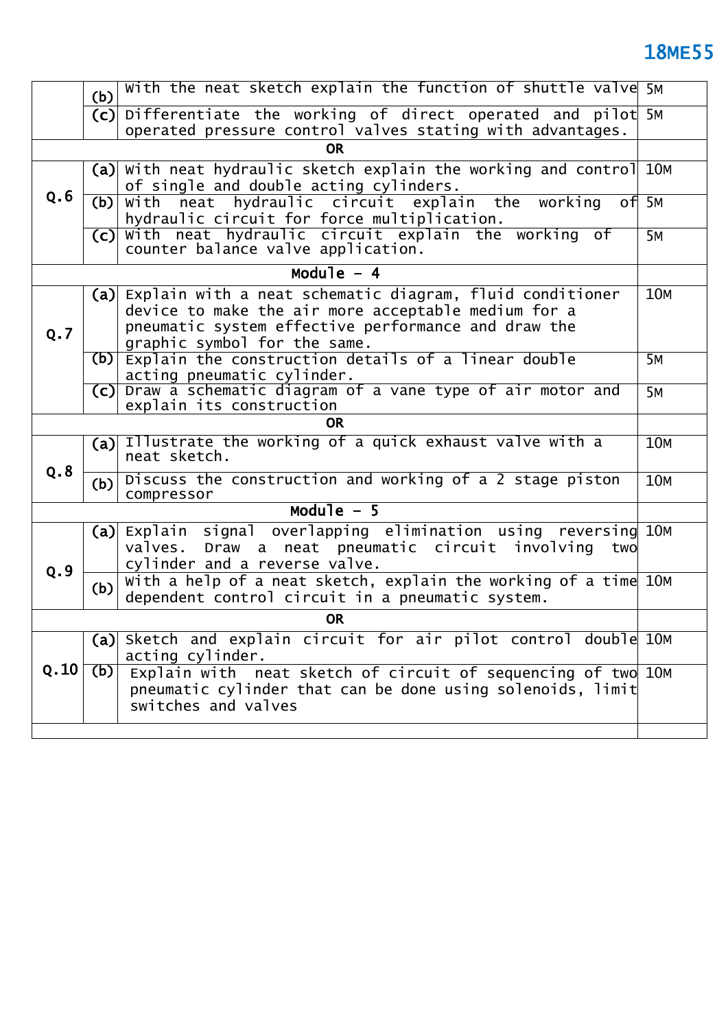| | | | |
|---|---|---|---|
| | (b) | With the neat sketch explain the function of shuttle valve | 5M |
| | (c) | Differentiate the working of direct operated and pilot operated pressure control valves stating with advantages. | 5M |
| **OR** | | | |
| Q.6 | (a) | With neat hydraulic sketch explain the working and control of single and double acting cylinders. | 10M |
| | (b) | With neat hydraulic circuit explain the working of hydraulic circuit for force multiplication. | 5M |
| | (c) | With neat hydraulic circuit explain the working of counter balance valve application. | 5M |
| **Module – 4** | | | |
| Q.7 | (a) | Explain with a neat schematic diagram, fluid conditioner device to make the air more acceptable medium for a pneumatic system effective performance and draw the graphic symbol for the same. | 10M |
| | (b) | Explain the construction details of a linear double acting pneumatic cylinder. | 5M |
| | (c) | Draw a schematic diagram of a vane type of air motor and explain its construction | 5M |
| **OR** | | | |
| Q.8 | (a) | Illustrate the working of a quick exhaust valve with a neat sketch. | 10M |
| | (b) | Discuss the construction and working of a 2 stage piston compressor | 10M |
| **Module – 5** | | | |
| Q.9 | (a) | Explain signal overlapping elimination using reversing valves. Draw a neat pneumatic circuit involving two cylinder and a reverse valve. | 10M |
| | (b) | With a help of a neat sketch, explain the working of a time dependent control circuit in a pneumatic system. | 10M |
| **OR** | | | |
| Q.10 | (a) | Sketch and explain circuit for air pilot control double acting cylinder. | 10M |
| | (b) | Explain with neat sketch of circuit of sequencing of two pneumatic cylinder that can be done using solenoids, limit switches and valves | 10M |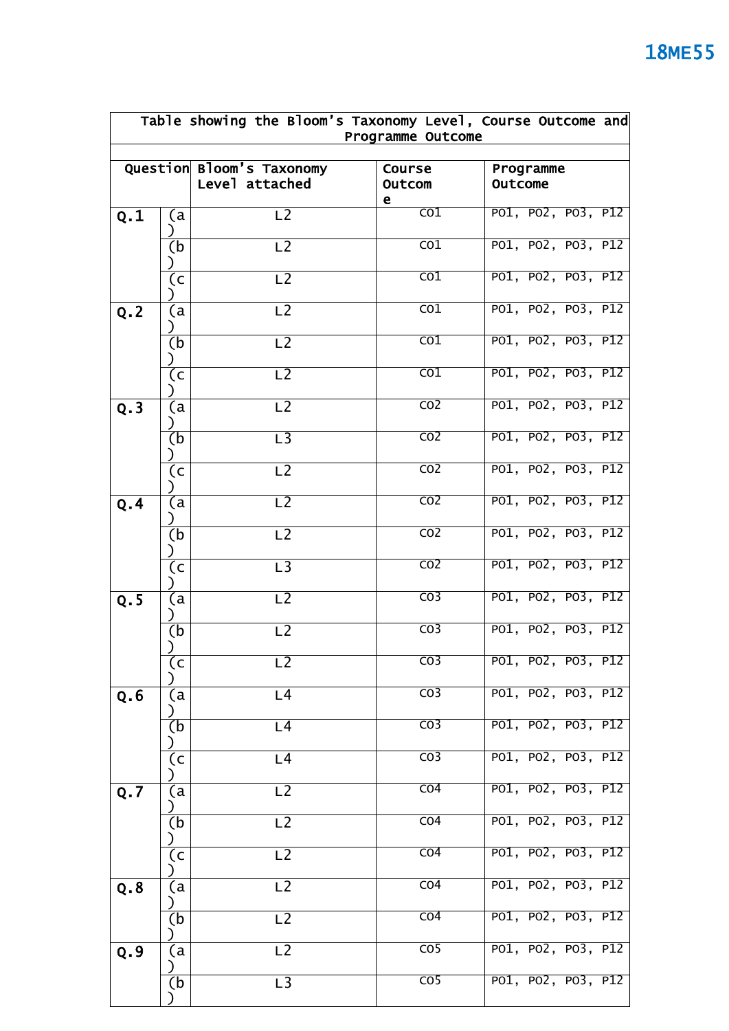| Table showing the Bloom's Taxonomy Level, Course Outcome and Programme Outcome | | | | |
|---|---|---|---|---|
| Question | | Bloom's Taxonomy Level attached | Course Outcome | Programme Outcome |
| Q.1 | (a) | L2 | CO1 | PO1, PO2, PO3, P12 |
| | (b) | L2 | CO1 | PO1, PO2, PO3, P12 |
| | (c) | L2 | CO1 | PO1, PO2, PO3, P12 |
| Q.2 | (a) | L2 | CO1 | PO1, PO2, PO3, P12 |
| | (b) | L2 | CO1 | PO1, PO2, PO3, P12 |
| | (c) | L2 | CO1 | PO1, PO2, PO3, P12 |
| Q.3 | (a) | L2 | CO2 | PO1, PO2, PO3, P12 |
| | (b) | L3 | CO2 | PO1, PO2, PO3, P12 |
| | (c) | L2 | CO2 | PO1, PO2, PO3, P12 |
| Q.4 | (a) | L2 | CO2 | PO1, PO2, PO3, P12 |
| | (b) | L2 | CO2 | PO1, PO2, PO3, P12 |
| | (c) | L3 | CO2 | PO1, PO2, PO3, P12 |
| Q.5 | (a) | L2 | CO3 | PO1, PO2, PO3, P12 |
| | (b) | L2 | CO3 | PO1, PO2, PO3, P12 |
| | (c) | L2 | CO3 | PO1, PO2, PO3, P12 |
| Q.6 | (a) | L4 | CO3 | PO1, PO2, PO3, P12 |
| | (b) | L4 | CO3 | PO1, PO2, PO3, P12 |
| | (c) | L4 | CO3 | PO1, PO2, PO3, P12 |
| Q.7 | (a) | L2 | CO4 | PO1, PO2, PO3, P12 |
| | (b) | L2 | CO4 | PO1, PO2, PO3, P12 |
| | (c) | L2 | CO4 | PO1, PO2, PO3, P12 |
| Q.8 | (a) | L2 | CO4 | PO1, PO2, PO3, P12 |
| | (b) | L2 | CO4 | PO1, PO2, PO3, P12 |
| Q.9 | (a) | L2 | CO5 | PO1, PO2, PO3, P12 |
| | (b) | L3 | CO5 | PO1, PO2, PO3, P12 |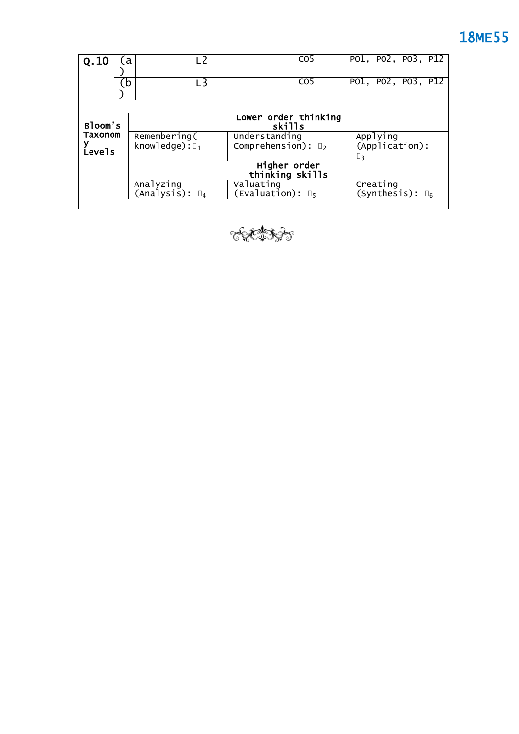| | | | | |
|---|---|---|---|---|
| Q.10 | (a) | L2 | CO5 | PO1, PO2, PO3, P12 |
| | (b) | L3 | CO5 | PO1, PO2, PO3, P12 |

| | | | |
|---|---|---|---|
| Bloom's Taxonomy Levels | **Lower order thinking skills** | | |
| | Remembering( knowledge): $\square_1$ | Understanding Comprehension): $\square_2$ | Applying (Application): $\square_3$ |
| | **Higher order thinking skills** | | |
| | Analyzing (Analysis): $\square_4$ | Valuating (Evaluation): $\square_5$ | Creating (Synthesis): $\square_6$ |